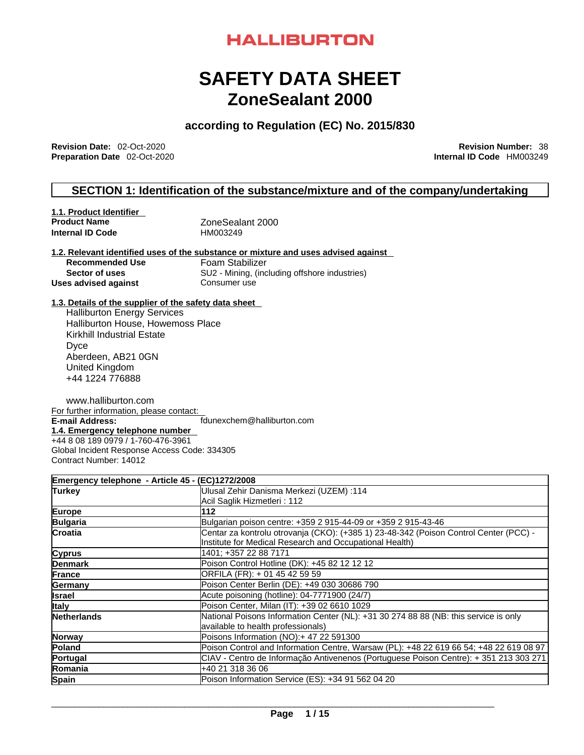HALLIBURTON

# SAFETY DATA SHEET
# ZoneSealant 2000

### according to Regulation (EC) No. 2015/830

**Revision Date:** 02-Oct-2020  
**Preparation Date** 02-Oct-2020

**Revision Number:** 38  
**Internal ID Code** HM003249

## SECTION 1: Identification of the substance/mixture and of the company/undertaking

**1.1. Product Identifier**

**Product Name** ZoneSealant 2000  
**Internal ID Code** HM003249

**1.2. Relevant identified uses of the substance or mixture and uses advised against**

**Recommended Use** Foam Stabilizer  
**Sector of uses** SU2 - Mining, (including offshore industries)  
**Uses advised against** Consumer use

**1.3. Details of the supplier of the safety data sheet**

Halliburton Energy Services  
Halliburton House, Howemoss Place  
Kirkhill Industrial Estate  
Dyce  
Aberdeen, AB21 0GN  
United Kingdom  
+44 1224 776888

www.halliburton.com  
For further information, please contact:  
**E-mail Address:** fdunexchem@halliburton.com

**1.4. Emergency telephone number**

+44 8 08 189 0979 / 1-760-476-3961  
Global Incident Response Access Code: 334305  
Contract Number: 14012

| Emergency telephone - Article 45 - (EC)1272/2008 | |
|---|---|
| **Turkey** | Ulusal Zehir Danisma Merkezi (UZEM) :114<br>Acil Saglik Hizmetleri : 112 |
| **Europe** | **112** |
| **Bulgaria** | Bulgarian poison centre: +359 2 915-44-09 or +359 2 915-43-46 |
| **Croatia** | Centar za kontrolu otrovanja (CKO): (+385 1) 23-48-342 (Poison Control Center (PCC) - Institute for Medical Research and Occupational Health) |
| **Cyprus** | 1401; +357 22 88 7171 |
| **Denmark** | Poison Control Hotline (DK): +45 82 12 12 12 |
| **France** | ORFILA (FR): + 01 45 42 59 59 |
| **Germany** | Poison Center Berlin (DE): +49 030 30686 790 |
| **Israel** | Acute poisoning (hotline): 04-7771900 (24/7) |
| **Italy** | Poison Center, Milan (IT): +39 02 6610 1029 |
| **Netherlands** | National Poisons Information Center (NL): +31 30 274 88 88 (NB: this service is only available to health professionals) |
| **Norway** | Poisons Information (NO):+ 47 22 591300 |
| **Poland** | Poison Control and Information Centre, Warsaw (PL): +48 22 619 66 54; +48 22 619 08 97 |
| **Portugal** | CIAV - Centro de Informação Antivenenos (Portuguese Poison Centre): + 351 213 303 271 |
| **Romania** | +40 21 318 36 06 |
| **Spain** | Poison Information Service (ES): +34 91 562 04 20 |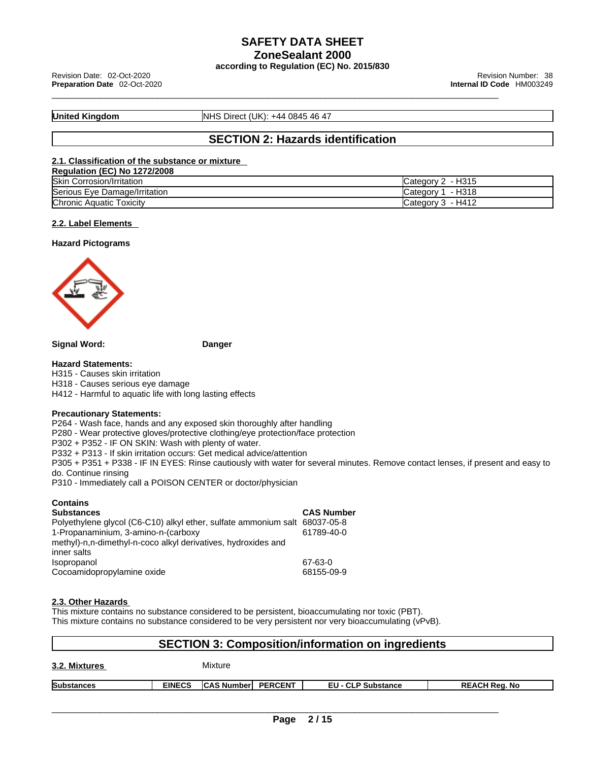| United Kingdom | NHS Direct (UK): +44 0845 46 47 |
|---|---|

## SECTION 2: Hazards identification

### 2.1. Classification of the substance or mixture

**Regulation (EC) No 1272/2008**

| Skin Corrosion/Irritation | Category 2 - H315 |
|---|---|
| Serious Eye Damage/Irritation | Category 1 - H318 |
| Chronic Aquatic Toxicity | Category 3 - H412 |

### 2.2. Label Elements

**Hazard Pictograms**

**Signal Word:** **Danger**

**Hazard Statements:**

H315 - Causes skin irritation
H318 - Causes serious eye damage
H412 - Harmful to aquatic life with long lasting effects

**Precautionary Statements:**

P264 - Wash face, hands and any exposed skin thoroughly after handling
P280 - Wear protective gloves/protective clothing/eye protection/face protection
P302 + P352 - IF ON SKIN: Wash with plenty of water.
P332 + P313 - If skin irritation occurs: Get medical advice/attention
P305 + P351 + P338 - IF IN EYES: Rinse cautiously with water for several minutes. Remove contact lenses, if present and easy to do. Continue rinsing
P310 - Immediately call a POISON CENTER or doctor/physician

**Contains**

| Substances | CAS Number |
|---|---|
| Polyethylene glycol (C6-C10) alkyl ether, sulfate ammonium salt | 68037-05-8 |
| 1-Propanaminium, 3-amino-n-(carboxy methyl)-n,n-dimethyl-n-coco alkyl derivatives, hydroxides and inner salts | 61789-40-0 |
| Isopropanol | 67-63-0 |
| Cocoamidopropylamine oxide | 68155-09-9 |

### 2.3. Other Hazards

This mixture contains no substance considered to be persistent, bioaccumulating nor toxic (PBT).
This mixture contains no substance considered to be very persistent nor very bioaccumulating (vPvB).

## SECTION 3: Composition/information on ingredients

### 3.2. Mixtures

Mixture

| Substances | EINECS | CAS Number | PERCENT | EU - CLP Substance | REACH Reg. No |
|---|---|---|---|---|---|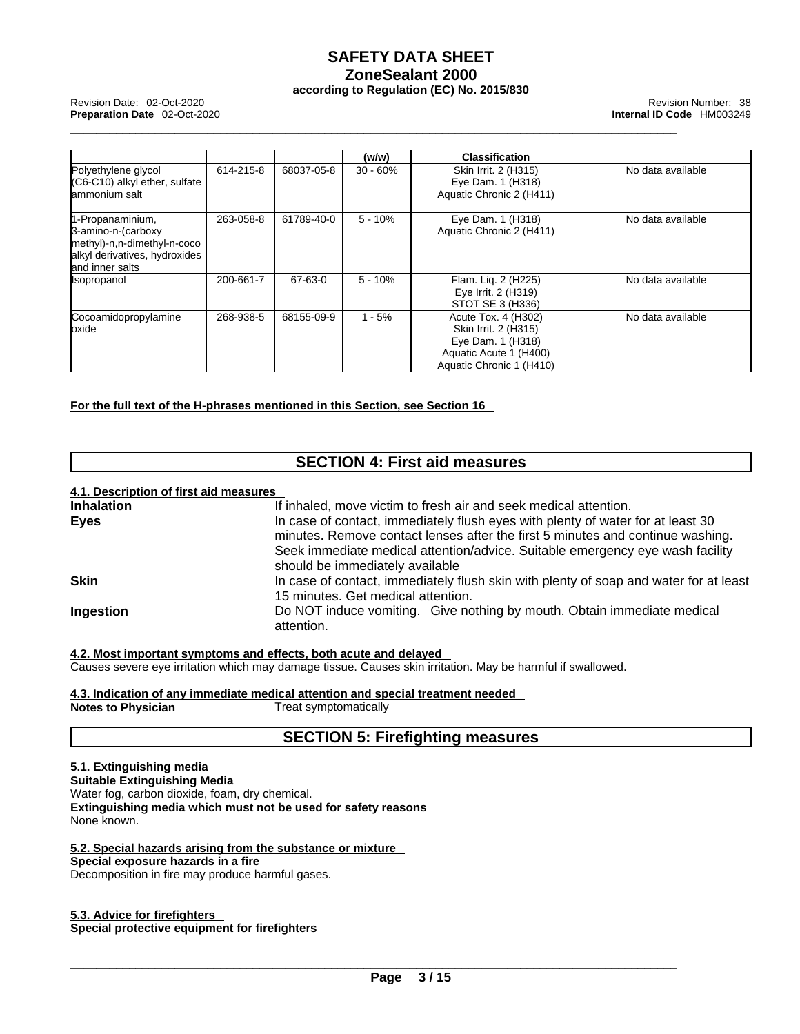|  |  |  | (w/w) | Classification |  |
|---|---|---|---|---|---|
| Polyethylene glycol (C6-C10) alkyl ether, sulfate ammonium salt | 614-215-8 | 68037-05-8 | 30 - 60% | Skin Irrit. 2 (H315)<br>Eye Dam. 1 (H318)<br>Aquatic Chronic 2 (H411) | No data available |
| 1-Propanaminium, 3-amino-n-(carboxy methyl)-n,n-dimethyl-n-coco alkyl derivatives, hydroxides and inner salts | 263-058-8 | 61789-40-0 | 5 - 10% | Eye Dam. 1 (H318)<br>Aquatic Chronic 2 (H411) | No data available |
| Isopropanol | 200-661-7 | 67-63-0 | 5 - 10% | Flam. Liq. 2 (H225)<br>Eye Irrit. 2 (H319)<br>STOT SE 3 (H336) | No data available |
| Cocoamidopropylamine oxide | 268-938-5 | 68155-09-9 | 1 - 5% | Acute Tox. 4 (H302)<br>Skin Irrit. 2 (H315)<br>Eye Dam. 1 (H318)<br>Aquatic Acute 1 (H400)<br>Aquatic Chronic 1 (H410) | No data available |

**For the full text of the H-phrases mentioned in this Section, see Section 16**

## SECTION 4: First aid measures

**4.1. Description of first aid measures**

**Inhalation**
If inhaled, move victim to fresh air and seek medical attention.

**Eyes**
In case of contact, immediately flush eyes with plenty of water for at least 30 minutes. Remove contact lenses after the first 5 minutes and continue washing. Seek immediate medical attention/advice. Suitable emergency eye wash facility should be immediately available

**Skin**
In case of contact, immediately flush skin with plenty of soap and water for at least 15 minutes. Get medical attention.

**Ingestion**
Do NOT induce vomiting. Give nothing by mouth. Obtain immediate medical attention.

**4.2. Most important symptoms and effects, both acute and delayed**

Causes severe eye irritation which may damage tissue. Causes skin irritation. May be harmful if swallowed.

**4.3. Indication of any immediate medical attention and special treatment needed**

**Notes to Physician** Treat symptomatically

## SECTION 5: Firefighting measures

**5.1. Extinguishing media**

**Suitable Extinguishing Media**

Water fog, carbon dioxide, foam, dry chemical.

**Extinguishing media which must not be used for safety reasons**

None known.

**5.2. Special hazards arising from the substance or mixture**

**Special exposure hazards in a fire**

Decomposition in fire may produce harmful gases.

**5.3. Advice for firefighters**

**Special protective equipment for firefighters**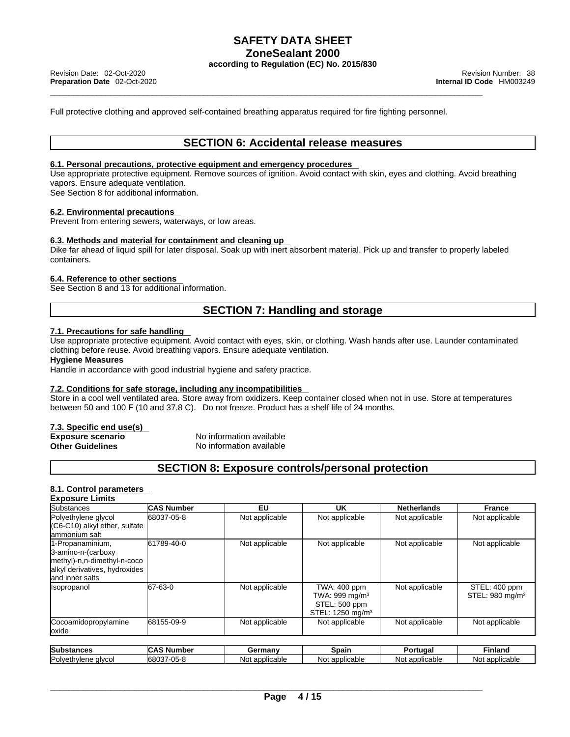Full protective clothing and approved self-contained breathing apparatus required for fire fighting personnel.

## SECTION 6: Accidental release measures

### 6.1. Personal precautions, protective equipment and emergency procedures

Use appropriate protective equipment. Remove sources of ignition. Avoid contact with skin, eyes and clothing. Avoid breathing vapors. Ensure adequate ventilation.
See Section 8 for additional information.

### 6.2. Environmental precautions

Prevent from entering sewers, waterways, or low areas.

### 6.3. Methods and material for containment and cleaning up

Dike far ahead of liquid spill for later disposal. Soak up with inert absorbent material. Pick up and transfer to properly labeled containers.

### 6.4. Reference to other sections

See Section 8 and 13 for additional information.

## SECTION 7: Handling and storage

### 7.1. Precautions for safe handling

Use appropriate protective equipment. Avoid contact with eyes, skin, or clothing. Wash hands after use. Launder contaminated clothing before reuse. Avoid breathing vapors. Ensure adequate ventilation.

**Hygiene Measures**

Handle in accordance with good industrial hygiene and safety practice.

### 7.2. Conditions for safe storage, including any incompatibilities

Store in a cool well ventilated area. Store away from oxidizers. Keep container closed when not in use. Store at temperatures between 50 and 100 F (10 and 37.8 C). Do not freeze. Product has a shelf life of 24 months.

### 7.3. Specific end use(s)

**Exposure scenario** No information available
**Other Guidelines** No information available

## SECTION 8: Exposure controls/personal protection

### 8.1. Control parameters

**Exposure Limits**

| Substances | CAS Number | EU | UK | Netherlands | France |
|---|---|---|---|---|---|
| Polyethylene glycol (C6-C10) alkyl ether, sulfate ammonium salt | 68037-05-8 | Not applicable | Not applicable | Not applicable | Not applicable |
| 1-Propanaminium, 3-amino-n-(carboxy methyl)-n,n-dimethyl-n-coco alkyl derivatives, hydroxides and inner salts | 61789-40-0 | Not applicable | Not applicable | Not applicable | Not applicable |
| Isopropanol | 67-63-0 | Not applicable | TWA: 400 ppm<br>TWA: 999 mg/m³<br>STEL: 500 ppm<br>STEL: 1250 mg/m³ | Not applicable | STEL: 400 ppm<br>STEL: 980 mg/m³ |
| Cocoamidopropylamine oxide | 68155-09-9 | Not applicable | Not applicable | Not applicable | Not applicable |

| Substances | CAS Number | Germany | Spain | Portugal | Finland |
|---|---|---|---|---|---|
| Polyethylene glycol | 68037-05-8 | Not applicable | Not applicable | Not applicable | Not applicable |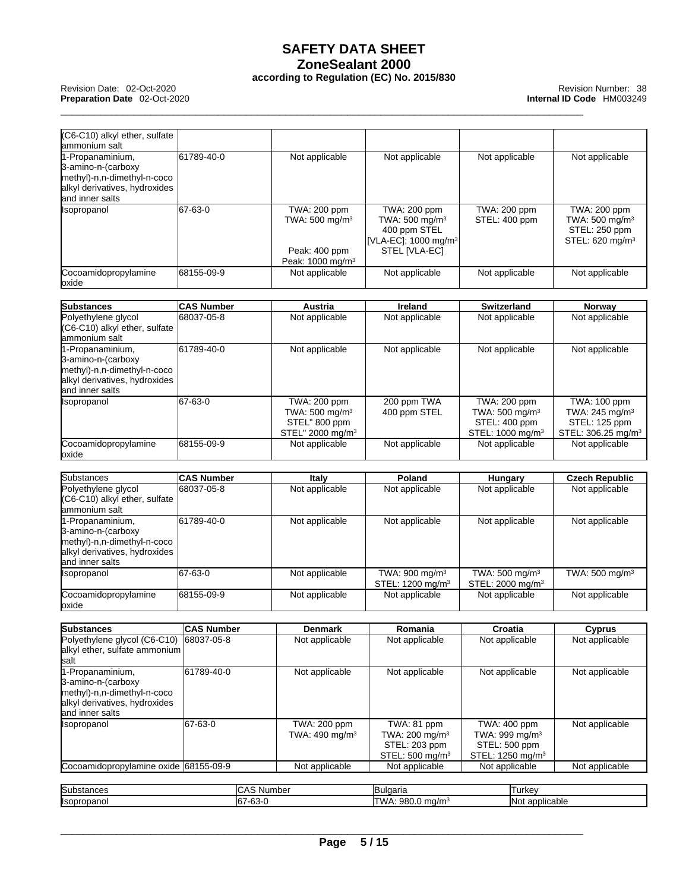| (C6-C10) alkyl ether, sulfate ammonium salt | | | | | |
|---|---|---|---|---|---|
| 1-Propanaminium, 3-amino-n-(carboxy methyl)-n,n-dimethyl-n-coco alkyl derivatives, hydroxides and inner salts | 61789-40-0 | Not applicable | Not applicable | Not applicable | Not applicable |
| Isopropanol | 67-63-0 | TWA: 200 ppm<br>TWA: 500 mg/m³<br><br>Peak: 400 ppm<br>Peak: 1000 mg/m³ | TWA: 200 ppm<br>TWA: 500 mg/m³<br>400 ppm STEL [VLA-EC]; 1000 mg/m³ STEL [VLA-EC] | TWA: 200 ppm<br>STEL: 400 ppm | TWA: 200 ppm<br>TWA: 500 mg/m³<br>STEL: 250 ppm<br>STEL: 620 mg/m³ |
| Cocoamidopropylamine oxide | 68155-09-9 | Not applicable | Not applicable | Not applicable | Not applicable |

| Substances | CAS Number | Austria | Ireland | Switzerland | Norway |
|---|---|---|---|---|---|
| Polyethylene glycol (C6-C10) alkyl ether, sulfate ammonium salt | 68037-05-8 | Not applicable | Not applicable | Not applicable | Not applicable |
| 1-Propanaminium, 3-amino-n-(carboxy methyl)-n,n-dimethyl-n-coco alkyl derivatives, hydroxides and inner salts | 61789-40-0 | Not applicable | Not applicable | Not applicable | Not applicable |
| Isopropanol | 67-63-0 | TWA: 200 ppm<br>TWA: 500 mg/m³<br>STEL" 800 ppm<br>STEL" 2000 mg/m³ | 200 ppm TWA<br>400 ppm STEL | TWA: 200 ppm<br>TWA: 500 mg/m³<br>STEL: 400 ppm<br>STEL: 1000 mg/m³ | TWA: 100 ppm<br>TWA: 245 mg/m³<br>STEL: 125 ppm<br>STEL: 306.25 mg/m³ |
| Cocoamidopropylamine oxide | 68155-09-9 | Not applicable | Not applicable | Not applicable | Not applicable |

| Substances | CAS Number | Italy | Poland | Hungary | Czech Republic |
|---|---|---|---|---|---|
| Polyethylene glycol (C6-C10) alkyl ether, sulfate ammonium salt | 68037-05-8 | Not applicable | Not applicable | Not applicable | Not applicable |
| 1-Propanaminium, 3-amino-n-(carboxy methyl)-n,n-dimethyl-n-coco alkyl derivatives, hydroxides and inner salts | 61789-40-0 | Not applicable | Not applicable | Not applicable | Not applicable |
| Isopropanol | 67-63-0 | Not applicable | TWA: 900 mg/m³<br>STEL: 1200 mg/m³ | TWA: 500 mg/m³<br>STEL: 2000 mg/m³ | TWA: 500 mg/m³ |
| Cocoamidopropylamine oxide | 68155-09-9 | Not applicable | Not applicable | Not applicable | Not applicable |

| Substances | CAS Number | Denmark | Romania | Croatia | Cyprus |
|---|---|---|---|---|---|
| Polyethylene glycol (C6-C10) alkyl ether, sulfate ammonium salt | 68037-05-8 | Not applicable | Not applicable | Not applicable | Not applicable |
| 1-Propanaminium, 3-amino-n-(carboxy methyl)-n,n-dimethyl-n-coco alkyl derivatives, hydroxides and inner salts | 61789-40-0 | Not applicable | Not applicable | Not applicable | Not applicable |
| Isopropanol | 67-63-0 | TWA: 200 ppm<br>TWA: 490 mg/m³ | TWA: 81 ppm<br>TWA: 200 mg/m³<br>STEL: 203 ppm<br>STEL: 500 mg/m³ | TWA: 400 ppm<br>TWA: 999 mg/m³<br>STEL: 500 ppm<br>STEL: 1250 mg/m³ | Not applicable |
| Cocoamidopropylamine oxide | 68155-09-9 | Not applicable | Not applicable | Not applicable | Not applicable |

| Substances | CAS Number | Bulgaria | Turkey |
|---|---|---|---|
| Isopropanol | 67-63-0 | TWA: 980.0 mg/m³ | Not applicable |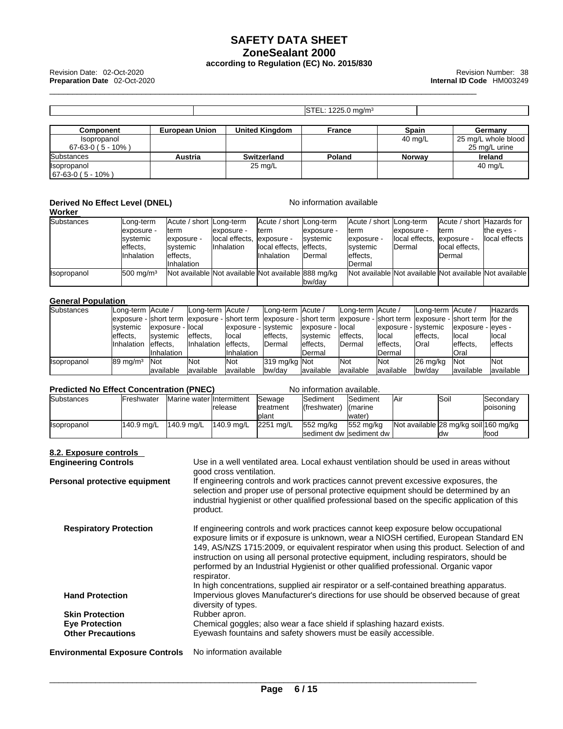| | | STEL: 1225.0 mg/m³ | |
|---|---|---|---|

| Component | European Union | United Kingdom | France | Spain | Germany |
|---|---|---|---|---|---|
| Isopropanol 67-63-0 ( 5 - 10% ) | | | | 40 mg/L | 25 mg/L whole blood 25 mg/L urine |
| Substances | Austria | Switzerland | Poland | Norway | Ireland |
| Isopropanol 67-63-0 ( 5 - 10% ) | | 25 mg/L | | | 40 mg/L |

**Derived No Effect Level (DNEL)** No information available

**Worker**

| Substances | Long-term exposure - systemic effects, Inhalation | Acute / short term exposure - systemic effects, Inhalation | Long-term exposure - local effects, Inhalation | Acute / short term exposure - local effects, Inhalation | Long-term exposure - systemic effects, Dermal | Acute / short term exposure - systemic effects, Dermal | Long-term exposure - local effects, Dermal | Acute / short term exposure - local effects, Dermal | Hazards for the eyes - local effects |
|---|---|---|---|---|---|---|---|---|---|
| Isopropanol | 500 mg/m³ | Not available | Not available | Not available | 888 mg/kg bw/day | Not available | Not available | Not available | Not available |

**General Population**

| Substances | Long-term exposure - systemic effects, Inhalation | Acute / short term exposure - systemic effects, Inhalation | Long-term exposure - local effects, Inhalation | Acute / short term exposure - local effects, Inhalation | Long-term exposure - systemic effects, Dermal | Acute / short term exposure - systemic effects, Dermal | Long-term exposure - local effects, Dermal | Acute / short term exposure - local effects, Dermal | Long-term exposure - systemic effects, Oral | Acute / short term exposure - local effects, Oral | Hazards for the eyes - local effects |
|---|---|---|---|---|---|---|---|---|---|---|---|
| Isopropanol | 89 mg/m³ | Not available | Not available | Not available | 319 mg/kg bw/day | Not available | Not available | Not available | 26 mg/kg bw/day | Not available | Not available |

**Predicted No Effect Concentration (PNEC)** No information available.

| Substances | Freshwater | Marine water | Intermittent release | Sewage treatment plant | Sediment (freshwater) | Sediment (marine water) | Air | Soil | Secondary poisoning |
|---|---|---|---|---|---|---|---|---|---|
| Isopropanol | 140.9 mg/L | 140.9 mg/L | 140.9 mg/L | 2251 mg/L | 552 mg/kg sediment dw | 552 mg/kg sediment dw | Not available | 28 mg/kg soil dw | 160 mg/kg food |

## 8.2. Exposure controls

**Engineering Controls** Use in a well ventilated area. Local exhaust ventilation should be used in areas without good cross ventilation.

**Personal protective equipment** If engineering controls and work practices cannot prevent excessive exposures, the selection and proper use of personal protective equipment should be determined by an industrial hygienist or other qualified professional based on the specific application of this product.

**Respiratory Protection** If engineering controls and work practices cannot keep exposure below occupational exposure limits or if exposure is unknown, wear a NIOSH certified, European Standard EN 149, AS/NZS 1715:2009, or equivalent respirator when using this product. Selection of and instruction on using all personal protective equipment, including respirators, should be performed by an Industrial Hygienist or other qualified professional. Organic vapor respirator.
In high concentrations, supplied air respirator or a self-contained breathing apparatus.

**Hand Protection** Impervious gloves Manufacturer's directions for use should be observed because of great diversity of types.

**Skin Protection** Rubber apron.

**Eye Protection** Chemical goggles; also wear a face shield if splashing hazard exists.

**Other Precautions** Eyewash fountains and safety showers must be easily accessible.

**Environmental Exposure Controls** No information available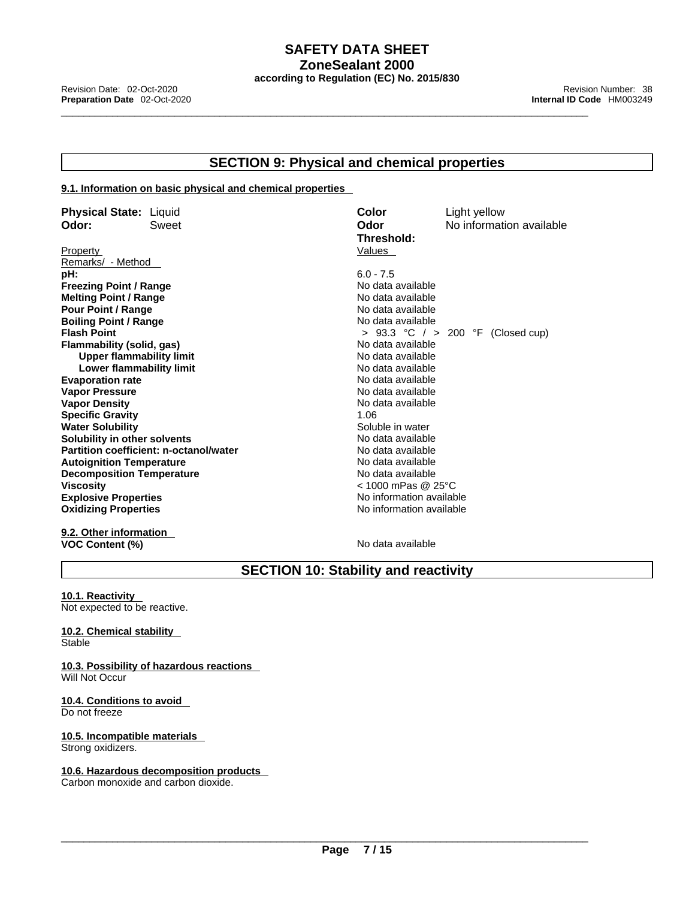## SECTION 9: Physical and chemical properties

### 9.1. Information on basic physical and chemical properties

**Physical State:** Liquid
**Odor:** Sweet
**Color** Light yellow
**Odor Threshold:** No information available

| Property | Values | Remarks/ - Method |
|---|---|---|
| **pH:** | 6.0 - 7.5 | |
| **Freezing Point / Range** | No data available | |
| **Melting Point / Range** | No data available | |
| **Pour Point / Range** | No data available | |
| **Boiling Point / Range** | No data available | |
| **Flash Point** | > 93.3 °C / > 200 °F (Closed cup) | |
| **Flammability (solid, gas)** | No data available | |
| **Upper flammability limit** | No data available | |
| **Lower flammability limit** | No data available | |
| **Evaporation rate** | No data available | |
| **Vapor Pressure** | No data available | |
| **Vapor Density** | No data available | |
| **Specific Gravity** | 1.06 | |
| **Water Solubility** | Soluble in water | |
| **Solubility in other solvents** | No data available | |
| **Partition coefficient: n-octanol/water** | No data available | |
| **Autoignition Temperature** | No data available | |
| **Decomposition Temperature** | No data available | |
| **Viscosity** | < 1000 mPas @ 25°C | |
| **Explosive Properties** | No information available | |
| **Oxidizing Properties** | No information available | |

### 9.2. Other information

**VOC Content (%)** No data available

## SECTION 10: Stability and reactivity

### 10.1. Reactivity
Not expected to be reactive.

### 10.2. Chemical stability
Stable

### 10.3. Possibility of hazardous reactions
Will Not Occur

### 10.4. Conditions to avoid
Do not freeze

### 10.5. Incompatible materials
Strong oxidizers.

### 10.6. Hazardous decomposition products
Carbon monoxide and carbon dioxide.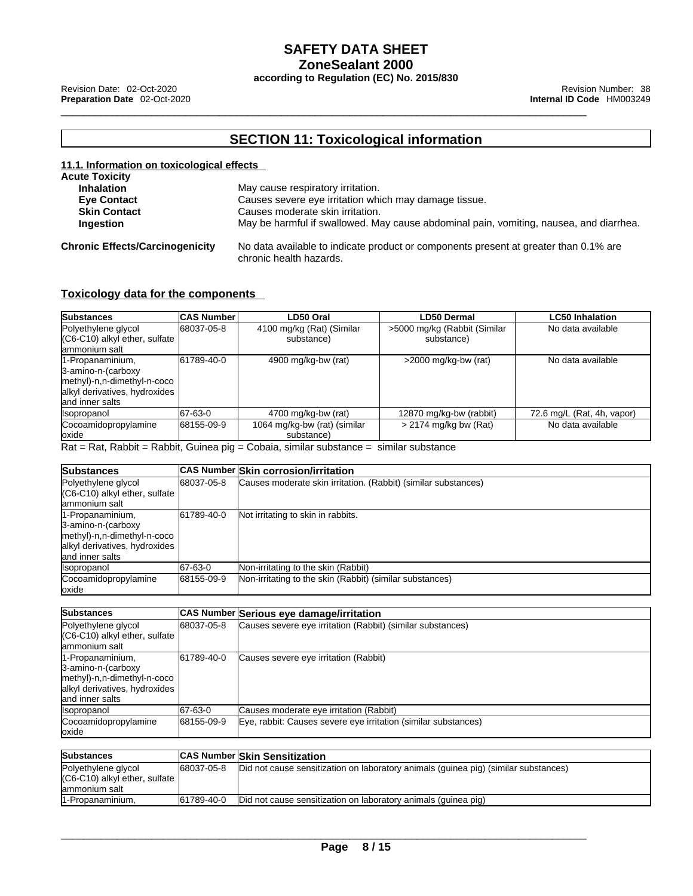## SECTION 11: Toxicological information

### 11.1. Information on toxicological effects

**Acute Toxicity**

| | |
|---|---|
| **Inhalation** | May cause respiratory irritation. |
| **Eye Contact** | Causes severe eye irritation which may damage tissue. |
| **Skin Contact** | Causes moderate skin irritation. |
| **Ingestion** | May be harmful if swallowed. May cause abdominal pain, vomiting, nausea, and diarrhea. |

**Chronic Effects/Carcinogenicity** No data available to indicate product or components present at greater than 0.1% are chronic health hazards.

### Toxicology data for the components

| Substances | CAS Number | LD50 Oral | LD50 Dermal | LC50 Inhalation |
|---|---|---|---|---|
| Polyethylene glycol (C6-C10) alkyl ether, sulfate ammonium salt | 68037-05-8 | 4100 mg/kg (Rat) (Similar substance) | >5000 mg/kg (Rabbit (Similar substance) | No data available |
| 1-Propanaminium, 3-amino-n-(carboxy methyl)-n,n-dimethyl-n-coco alkyl derivatives, hydroxides and inner salts | 61789-40-0 | 4900 mg/kg-bw (rat) | >2000 mg/kg-bw (rat) | No data available |
| Isopropanol | 67-63-0 | 4700 mg/kg-bw (rat) | 12870 mg/kg-bw (rabbit) | 72.6 mg/L (Rat, 4h, vapor) |
| Cocoamidopropylamine oxide | 68155-09-9 | 1064 mg/kg-bw (rat) (similar substance) | > 2174 mg/kg bw (Rat) | No data available |

Rat = Rat, Rabbit = Rabbit, Guinea pig = Cobaia, similar substance = similar substance

| Substances | CAS Number | Skin corrosion/irritation |
|---|---|---|
| Polyethylene glycol (C6-C10) alkyl ether, sulfate ammonium salt | 68037-05-8 | Causes moderate skin irritation. (Rabbit) (similar substances) |
| 1-Propanaminium, 3-amino-n-(carboxy methyl)-n,n-dimethyl-n-coco alkyl derivatives, hydroxides and inner salts | 61789-40-0 | Not irritating to skin in rabbits. |
| Isopropanol | 67-63-0 | Non-irritating to the skin (Rabbit) |
| Cocoamidopropylamine oxide | 68155-09-9 | Non-irritating to the skin (Rabbit) (similar substances) |

| Substances | CAS Number | Serious eye damage/irritation |
|---|---|---|
| Polyethylene glycol (C6-C10) alkyl ether, sulfate ammonium salt | 68037-05-8 | Causes severe eye irritation (Rabbit) (similar substances) |
| 1-Propanaminium, 3-amino-n-(carboxy methyl)-n,n-dimethyl-n-coco alkyl derivatives, hydroxides and inner salts | 61789-40-0 | Causes severe eye irritation (Rabbit) |
| Isopropanol | 67-63-0 | Causes moderate eye irritation (Rabbit) |
| Cocoamidopropylamine oxide | 68155-09-9 | Eye, rabbit: Causes severe eye irritation (similar substances) |

| Substances | CAS Number | Skin Sensitization |
|---|---|---|
| Polyethylene glycol (C6-C10) alkyl ether, sulfate ammonium salt | 68037-05-8 | Did not cause sensitization on laboratory animals (guinea pig) (similar substances) |
| 1-Propanaminium, | 61789-40-0 | Did not cause sensitization on laboratory animals (guinea pig) |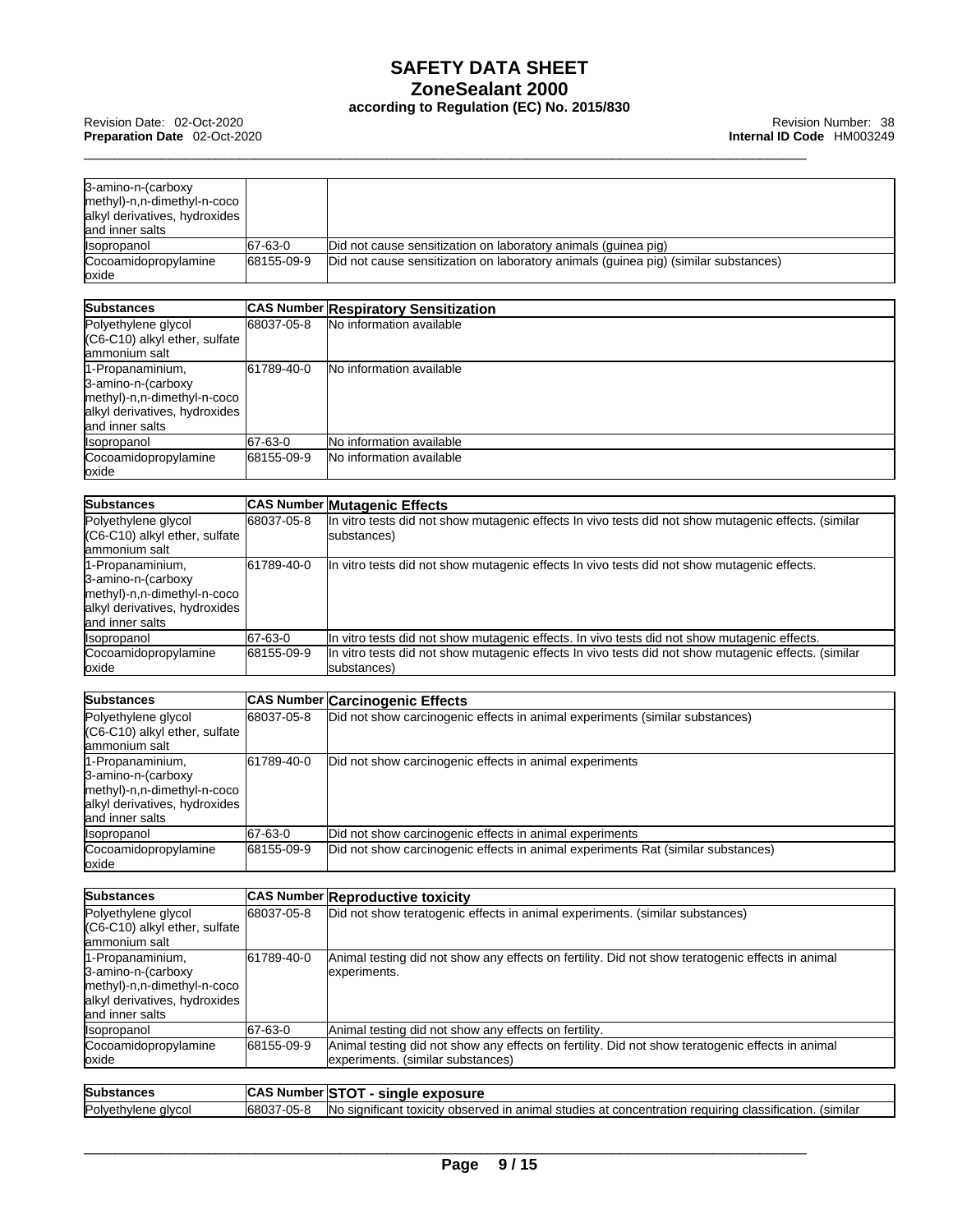| | | |
|---|---|---|
| 3-amino-n-(carboxy methyl)-n,n-dimethyl-n-coco alkyl derivatives, hydroxides and inner salts | | |
| Isopropanol | 67-63-0 | Did not cause sensitization on laboratory animals (guinea pig) |
| Cocoamidopropylamine oxide | 68155-09-9 | Did not cause sensitization on laboratory animals (guinea pig) (similar substances) |

| Substances | CAS Number | Respiratory Sensitization |
|---|---|---|
| Polyethylene glycol (C6-C10) alkyl ether, sulfate ammonium salt | 68037-05-8 | No information available |
| 1-Propanaminium, 3-amino-n-(carboxy methyl)-n,n-dimethyl-n-coco alkyl derivatives, hydroxides and inner salts | 61789-40-0 | No information available |
| Isopropanol | 67-63-0 | No information available |
| Cocoamidopropylamine oxide | 68155-09-9 | No information available |

| Substances | CAS Number | Mutagenic Effects |
|---|---|---|
| Polyethylene glycol (C6-C10) alkyl ether, sulfate ammonium salt | 68037-05-8 | In vitro tests did not show mutagenic effects In vivo tests did not show mutagenic effects. (similar substances) |
| 1-Propanaminium, 3-amino-n-(carboxy methyl)-n,n-dimethyl-n-coco alkyl derivatives, hydroxides and inner salts | 61789-40-0 | In vitro tests did not show mutagenic effects In vivo tests did not show mutagenic effects. |
| Isopropanol | 67-63-0 | In vitro tests did not show mutagenic effects. In vivo tests did not show mutagenic effects. |
| Cocoamidopropylamine oxide | 68155-09-9 | In vitro tests did not show mutagenic effects In vivo tests did not show mutagenic effects. (similar substances) |

| Substances | CAS Number | Carcinogenic Effects |
|---|---|---|
| Polyethylene glycol (C6-C10) alkyl ether, sulfate ammonium salt | 68037-05-8 | Did not show carcinogenic effects in animal experiments (similar substances) |
| 1-Propanaminium, 3-amino-n-(carboxy methyl)-n,n-dimethyl-n-coco alkyl derivatives, hydroxides and inner salts | 61789-40-0 | Did not show carcinogenic effects in animal experiments |
| Isopropanol | 67-63-0 | Did not show carcinogenic effects in animal experiments |
| Cocoamidopropylamine oxide | 68155-09-9 | Did not show carcinogenic effects in animal experiments Rat (similar substances) |

| Substances | CAS Number | Reproductive toxicity |
|---|---|---|
| Polyethylene glycol (C6-C10) alkyl ether, sulfate ammonium salt | 68037-05-8 | Did not show teratogenic effects in animal experiments. (similar substances) |
| 1-Propanaminium, 3-amino-n-(carboxy methyl)-n,n-dimethyl-n-coco alkyl derivatives, hydroxides and inner salts | 61789-40-0 | Animal testing did not show any effects on fertility. Did not show teratogenic effects in animal experiments. |
| Isopropanol | 67-63-0 | Animal testing did not show any effects on fertility. |
| Cocoamidopropylamine oxide | 68155-09-9 | Animal testing did not show any effects on fertility. Did not show teratogenic effects in animal experiments. (similar substances) |

| Substances | CAS Number | STOT - single exposure |
|---|---|---|
| Polyethylene glycol | 68037-05-8 | No significant toxicity observed in animal studies at concentration requiring classification. (similar |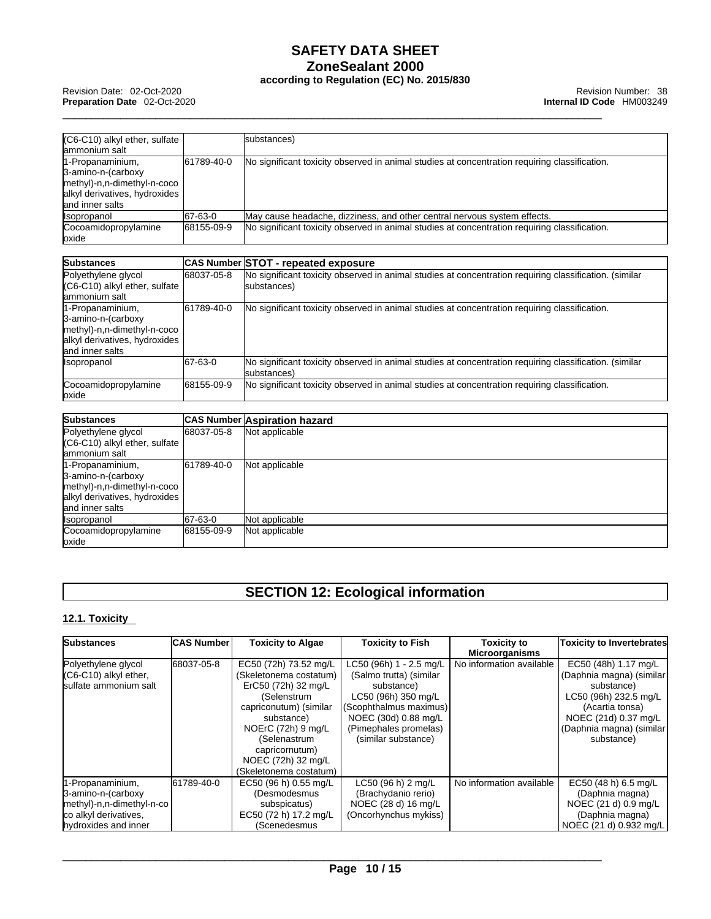| | | |
|---|---|---|
| (C6-C10) alkyl ether, sulfate ammonium salt | | substances) |
| 1-Propanaminium, 3-amino-n-(carboxy methyl)-n,n-dimethyl-n-coco alkyl derivatives, hydroxides and inner salts | 61789-40-0 | No significant toxicity observed in animal studies at concentration requiring classification. |
| Isopropanol | 67-63-0 | May cause headache, dizziness, and other central nervous system effects. |
| Cocoamidopropylamine oxide | 68155-09-9 | No significant toxicity observed in animal studies at concentration requiring classification. |

| Substances | CAS Number | STOT - repeated exposure |
|---|---|---|
| Polyethylene glycol (C6-C10) alkyl ether, sulfate ammonium salt | 68037-05-8 | No significant toxicity observed in animal studies at concentration requiring classification. (similar substances) |
| 1-Propanaminium, 3-amino-n-(carboxy methyl)-n,n-dimethyl-n-coco alkyl derivatives, hydroxides and inner salts | 61789-40-0 | No significant toxicity observed in animal studies at concentration requiring classification. |
| Isopropanol | 67-63-0 | No significant toxicity observed in animal studies at concentration requiring classification. (similar substances) |
| Cocoamidopropylamine oxide | 68155-09-9 | No significant toxicity observed in animal studies at concentration requiring classification. |

| Substances | CAS Number | Aspiration hazard |
|---|---|---|
| Polyethylene glycol (C6-C10) alkyl ether, sulfate ammonium salt | 68037-05-8 | Not applicable |
| 1-Propanaminium, 3-amino-n-(carboxy methyl)-n,n-dimethyl-n-coco alkyl derivatives, hydroxides and inner salts | 61789-40-0 | Not applicable |
| Isopropanol | 67-63-0 | Not applicable |
| Cocoamidopropylamine oxide | 68155-09-9 | Not applicable |

# SECTION 12: Ecological information

## 12.1. Toxicity

| Substances | CAS Number | Toxicity to Algae | Toxicity to Fish | Toxicity to Microorganisms | Toxicity to Invertebrates |
|---|---|---|---|---|---|
| Polyethylene glycol (C6-C10) alkyl ether, sulfate ammonium salt | 68037-05-8 | EC50 (72h) 73.52 mg/L (Skeletonema costatum) ErC50 (72h) 32 mg/L (Selenstrum capriconutum) (similar substance) NOErC (72h) 9 mg/L (Selenastrum capricornutum) NOEC (72h) 32 mg/L (Skeletonema costatum) | LC50 (96h) 1 - 2.5 mg/L (Salmo trutta) (similar substance) LC50 (96h) 350 mg/L (Scophthalmus maximus) NOEC (30d) 0.88 mg/L (Pimephales promelas) (similar substance) | No information available | EC50 (48h) 1.17 mg/L (Daphnia magna) (similar substance) LC50 (96h) 232.5 mg/L (Acartia tonsa) NOEC (21d) 0.37 mg/L (Daphnia magna) (similar substance) |
| 1-Propanaminium, 3-amino-n-(carboxy methyl)-n,n-dimethyl-n-coco alkyl derivatives, hydroxides and inner | 61789-40-0 | EC50 (96 h) 0.55 mg/L (Desmodesmus subspicatus) EC50 (72 h) 17.2 mg/L (Scenedesmus | LC50 (96 h) 2 mg/L (Brachydanio rerio) NOEC (28 d) 16 mg/L (Oncorhynchus mykiss) | No information available | EC50 (48 h) 6.5 mg/L (Daphnia magna) NOEC (21 d) 0.9 mg/L (Daphnia magna) NOEC (21 d) 0.932 mg/L |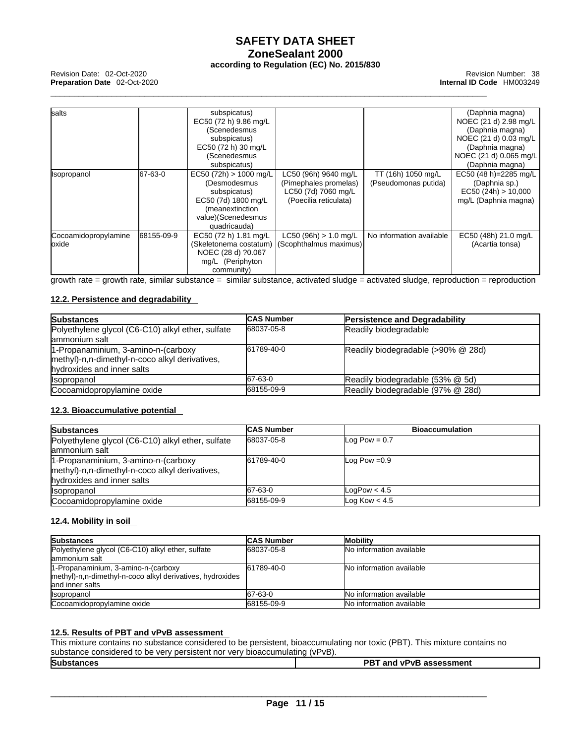| salts | | subspicatus) EC50 (72 h) 9.86 mg/L (Scenedesmus subspicatus) EC50 (72 h) 30 mg/L (Scenedesmus subspicatus) | | | (Daphnia magna) NOEC (21 d) 2.98 mg/L (Daphnia magna) NOEC (21 d) 0.03 mg/L (Daphnia magna) NOEC (21 d) 0.065 mg/L (Daphnia magna) |
|---|---|---|---|---|---|
| Isopropanol | 67-63-0 | EC50 (72h) > 1000 mg/L (Desmodesmus subspicatus) EC50 (7d) 1800 mg/L (meanextinction value)(Scenedesmus quadricauda) | LC50 (96h) 9640 mg/L (Pimephales promelas) LC50 (7d) 7060 mg/L (Poecilia reticulata) | TT (16h) 1050 mg/L (Pseudomonas putida) | EC50 (48 h)=2285 mg/L (Daphnia sp.) EC50 (24h) > 10,000 mg/L (Daphnia magna) |
| Cocoamidopropylamine oxide | 68155-09-9 | EC50 (72 h) 1.81 mg/L (Skeletonema costatum) NOEC (28 d) ?0.067 mg/L (Periphyton community) | LC50 (96h) > 1.0 mg/L (Scophthalmus maximus) | No information available | EC50 (48h) 21.0 mg/L (Acartia tonsa) |

growth rate = growth rate, similar substance = similar substance, activated sludge = activated sludge, reproduction = reproduction

### 12.2. Persistence and degradability

| Substances | CAS Number | Persistence and Degradability |
|---|---|---|
| Polyethylene glycol (C6-C10) alkyl ether, sulfate ammonium salt | 68037-05-8 | Readily biodegradable |
| 1-Propanaminium, 3-amino-n-(carboxy methyl)-n,n-dimethyl-n-coco alkyl derivatives, hydroxides and inner salts | 61789-40-0 | Readily biodegradable (>90% @ 28d) |
| Isopropanol | 67-63-0 | Readily biodegradable (53% @ 5d) |
| Cocoamidopropylamine oxide | 68155-09-9 | Readily biodegradable (97% @ 28d) |

### 12.3. Bioaccumulative potential

| Substances | CAS Number | Bioaccumulation |
|---|---|---|
| Polyethylene glycol (C6-C10) alkyl ether, sulfate ammonium salt | 68037-05-8 | Log Pow = 0.7 |
| 1-Propanaminium, 3-amino-n-(carboxy methyl)-n,n-dimethyl-n-coco alkyl derivatives, hydroxides and inner salts | 61789-40-0 | Log Pow =0.9 |
| Isopropanol | 67-63-0 | LogPow < 4.5 |
| Cocoamidopropylamine oxide | 68155-09-9 | Log Kow < 4.5 |

### 12.4. Mobility in soil

| Substances | CAS Number | Mobility |
|---|---|---|
| Polyethylene glycol (C6-C10) alkyl ether, sulfate ammonium salt | 68037-05-8 | No information available |
| 1-Propanaminium, 3-amino-n-(carboxy methyl)-n,n-dimethyl-n-coco alkyl derivatives, hydroxides and inner salts | 61789-40-0 | No information available |
| Isopropanol | 67-63-0 | No information available |
| Cocoamidopropylamine oxide | 68155-09-9 | No information available |

### 12.5. Results of PBT and vPvB assessment

This mixture contains no substance considered to be persistent, bioaccumulating nor toxic (PBT). This mixture contains no substance considered to be very persistent nor very bioaccumulating (vPvB).

| Substances | PBT and vPvB assessment |
|---|---|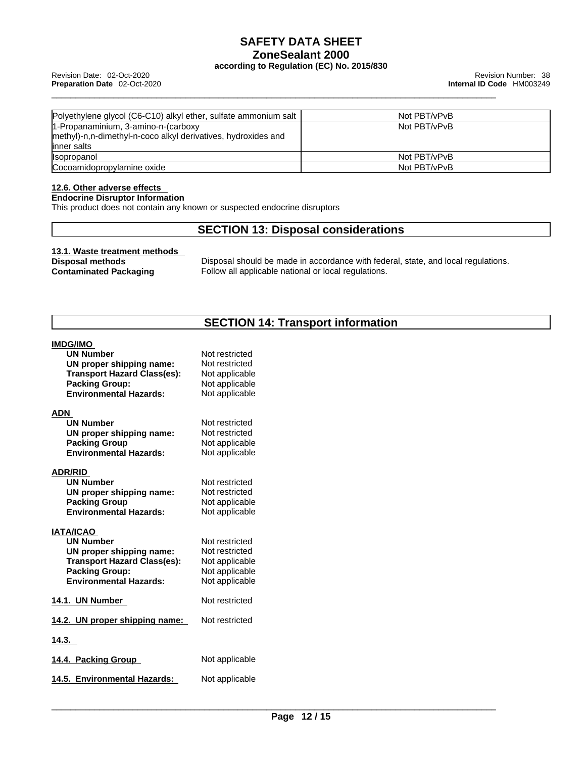| Polyethylene glycol (C6-C10) alkyl ether, sulfate ammonium salt | Not PBT/vPvB |
| --- | --- |
| 1-Propanaminium, 3-amino-n-(carboxy methyl)-n,n-dimethyl-n-coco alkyl derivatives, hydroxides and inner salts | Not PBT/vPvB |
| Isopropanol | Not PBT/vPvB |
| Cocoamidopropylamine oxide | Not PBT/vPvB |

**12.6. Other adverse effects**

**Endocrine Disruptor Information**

This product does not contain any known or suspected endocrine disruptors

## SECTION 13: Disposal considerations

**13.1. Waste treatment methods**

**Disposal methods** Disposal should be made in accordance with federal, state, and local regulations.

**Contaminated Packaging** Follow all applicable national or local regulations.

## SECTION 14: Transport information

**IMDG/IMO**

| | |
| --- | --- |
| **UN Number** | Not restricted |
| **UN proper shipping name:** | Not restricted |
| **Transport Hazard Class(es):** | Not applicable |
| **Packing Group:** | Not applicable |
| **Environmental Hazards:** | Not applicable |

**ADN**

| | |
| --- | --- |
| **UN Number** | Not restricted |
| **UN proper shipping name:** | Not restricted |
| **Packing Group** | Not applicable |
| **Environmental Hazards:** | Not applicable |

**ADR/RID**

| | |
| --- | --- |
| **UN Number** | Not restricted |
| **UN proper shipping name:** | Not restricted |
| **Packing Group** | Not applicable |
| **Environmental Hazards:** | Not applicable |

**IATA/ICAO**

| | |
| --- | --- |
| **UN Number** | Not restricted |
| **UN proper shipping name:** | Not restricted |
| **Transport Hazard Class(es):** | Not applicable |
| **Packing Group:** | Not applicable |
| **Environmental Hazards:** | Not applicable |

**14.1. UN Number** Not restricted

**14.2. UN proper shipping name:** Not restricted

**14.3.**

**14.4. Packing Group** Not applicable

**14.5. Environmental Hazards:** Not applicable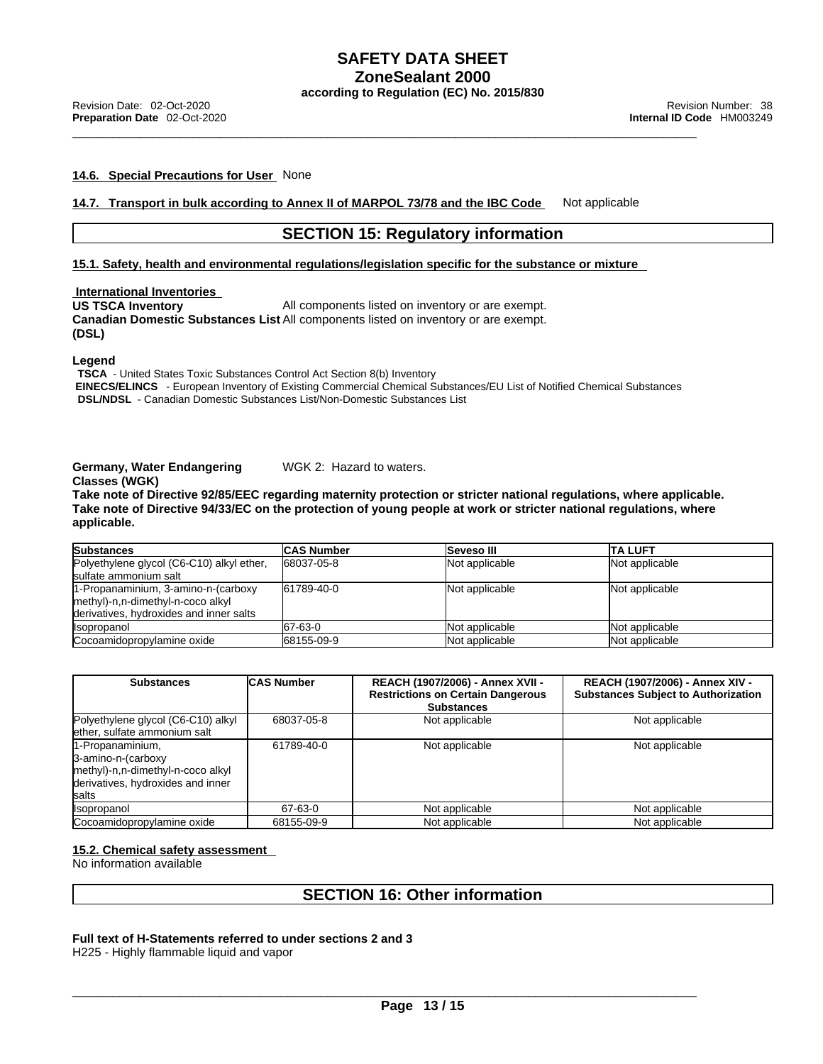**14.6. Special Precautions for User** None

**14.7. Transport in bulk according to Annex II of MARPOL 73/78 and the IBC Code** Not applicable

## SECTION 15: Regulatory information

**15.1. Safety, health and environmental regulations/legislation specific for the substance or mixture**

**International Inventories**

**US TSCA Inventory** All components listed on inventory or are exempt.
**Canadian Domestic Substances List (DSL)** All components listed on inventory or are exempt.

**Legend**

**TSCA** - United States Toxic Substances Control Act Section 8(b) Inventory
**EINECS/ELINCS** - European Inventory of Existing Commercial Chemical Substances/EU List of Notified Chemical Substances
**DSL/NDSL** - Canadian Domestic Substances List/Non-Domestic Substances List

**Germany, Water Endangering Classes (WGK)** WGK 2: Hazard to waters.

**Take note of Directive 92/85/EEC regarding maternity protection or stricter national regulations, where applicable.**
**Take note of Directive 94/33/EC on the protection of young people at work or stricter national regulations, where applicable.**

| Substances | CAS Number | Seveso III | TA LUFT |
|---|---|---|---|
| Polyethylene glycol (C6-C10) alkyl ether, sulfate ammonium salt | 68037-05-8 | Not applicable | Not applicable |
| 1-Propanaminium, 3-amino-n-(carboxy methyl)-n,n-dimethyl-n-coco alkyl derivatives, hydroxides and inner salts | 61789-40-0 | Not applicable | Not applicable |
| Isopropanol | 67-63-0 | Not applicable | Not applicable |
| Cocoamidopropylamine oxide | 68155-09-9 | Not applicable | Not applicable |

| Substances | CAS Number | REACH (1907/2006) - Annex XVII - Restrictions on Certain Dangerous Substances | REACH (1907/2006) - Annex XIV - Substances Subject to Authorization |
|---|---|---|---|
| Polyethylene glycol (C6-C10) alkyl ether, sulfate ammonium salt | 68037-05-8 | Not applicable | Not applicable |
| 1-Propanaminium, 3-amino-n-(carboxy methyl)-n,n-dimethyl-n-coco alkyl derivatives, hydroxides and inner salts | 61789-40-0 | Not applicable | Not applicable |
| Isopropanol | 67-63-0 | Not applicable | Not applicable |
| Cocoamidopropylamine oxide | 68155-09-9 | Not applicable | Not applicable |

**15.2. Chemical safety assessment**

No information available

## SECTION 16: Other information

**Full text of H-Statements referred to under sections 2 and 3**

H225 - Highly flammable liquid and vapor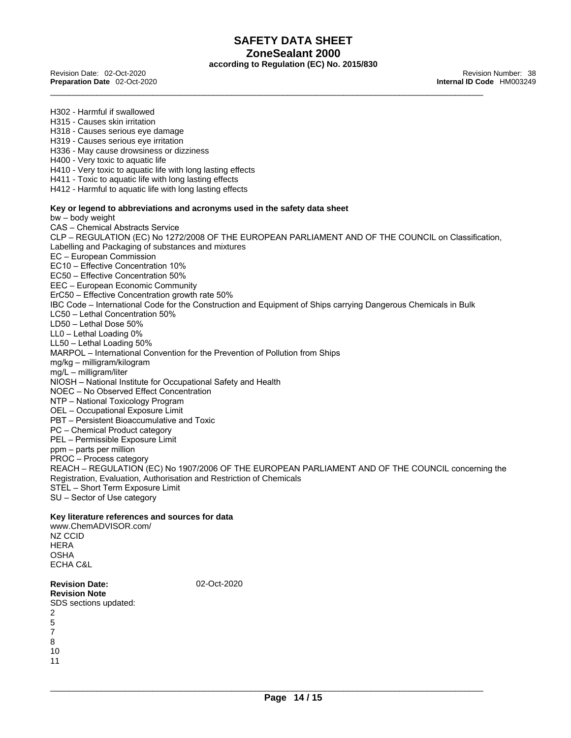H302 - Harmful if swallowed
H315 - Causes skin irritation
H318 - Causes serious eye damage
H319 - Causes serious eye irritation
H336 - May cause drowsiness or dizziness
H400 - Very toxic to aquatic life
H410 - Very toxic to aquatic life with long lasting effects
H411 - Toxic to aquatic life with long lasting effects
H412 - Harmful to aquatic life with long lasting effects

**Key or legend to abbreviations and acronyms used in the safety data sheet**

bw – body weight
CAS – Chemical Abstracts Service
CLP – REGULATION (EC) No 1272/2008 OF THE EUROPEAN PARLIAMENT AND OF THE COUNCIL on Classification, Labelling and Packaging of substances and mixtures
EC – European Commission
EC10 – Effective Concentration 10%
EC50 – Effective Concentration 50%
EEC – European Economic Community
ErC50 – Effective Concentration growth rate 50%
IBC Code – International Code for the Construction and Equipment of Ships carrying Dangerous Chemicals in Bulk
LC50 – Lethal Concentration 50%
LD50 – Lethal Dose 50%
LL0 – Lethal Loading 0%
LL50 – Lethal Loading 50%
MARPOL – International Convention for the Prevention of Pollution from Ships
mg/kg – milligram/kilogram
mg/L – milligram/liter
NIOSH – National Institute for Occupational Safety and Health
NOEC – No Observed Effect Concentration
NTP – National Toxicology Program
OEL – Occupational Exposure Limit
PBT – Persistent Bioaccumulative and Toxic
PC – Chemical Product category
PEL – Permissible Exposure Limit
ppm – parts per million
PROC – Process category
REACH – REGULATION (EC) No 1907/2006 OF THE EUROPEAN PARLIAMENT AND OF THE COUNCIL concerning the Registration, Evaluation, Authorisation and Restriction of Chemicals
STEL – Short Term Exposure Limit
SU – Sector of Use category

**Key literature references and sources for data**

www.ChemADVISOR.com/
NZ CCID
HERA
OSHA
ECHA C&L

**Revision Date:** 02-Oct-2020

**Revision Note**

SDS sections updated:
2
5
7
8
10
11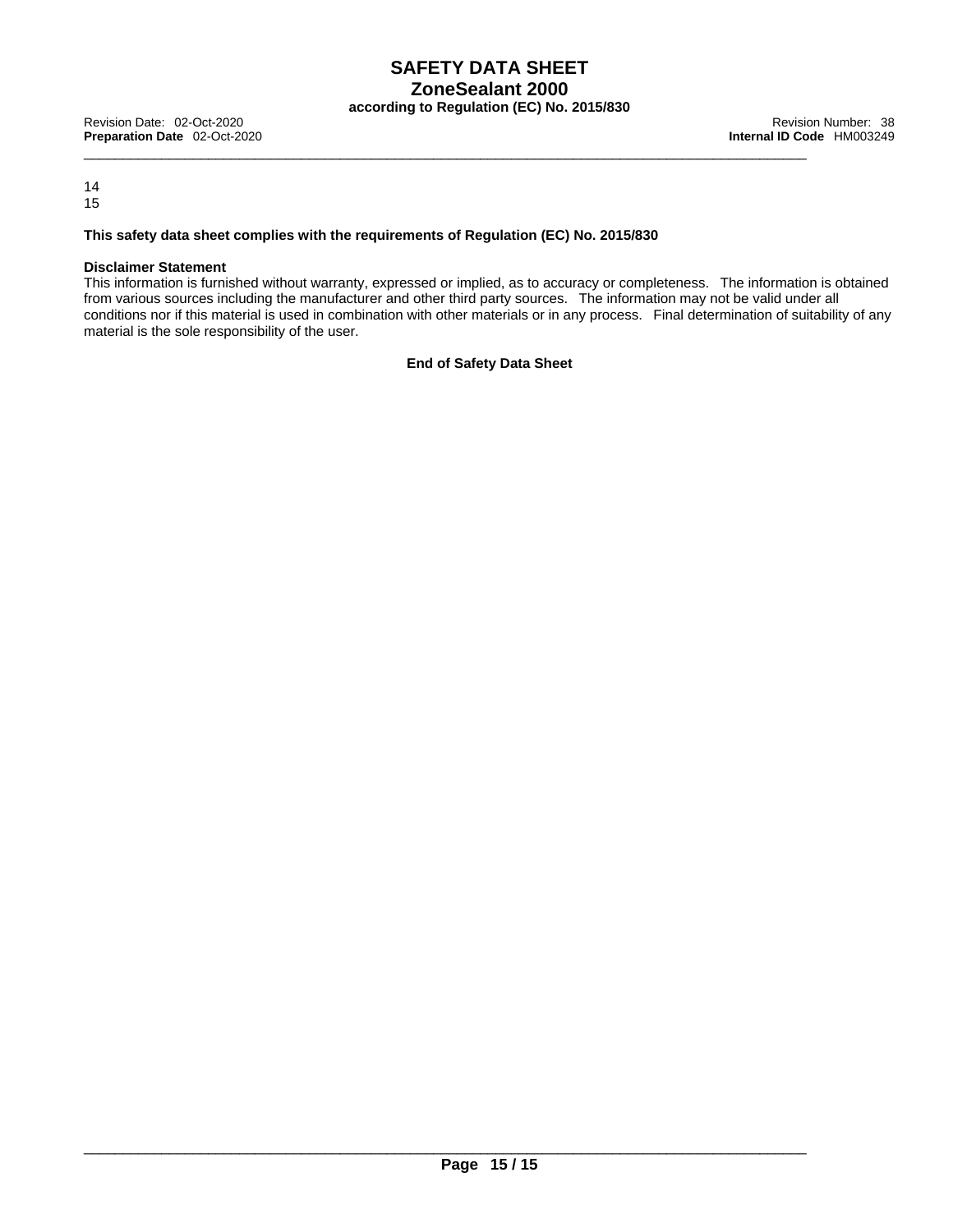14
15

**This safety data sheet complies with the requirements of Regulation (EC) No. 2015/830**

**Disclaimer Statement**

This information is furnished without warranty, expressed or implied, as to accuracy or completeness. The information is obtained from various sources including the manufacturer and other third party sources. The information may not be valid under all conditions nor if this material is used in combination with other materials or in any process. Final determination of suitability of any material is the sole responsibility of the user.

**End of Safety Data Sheet**